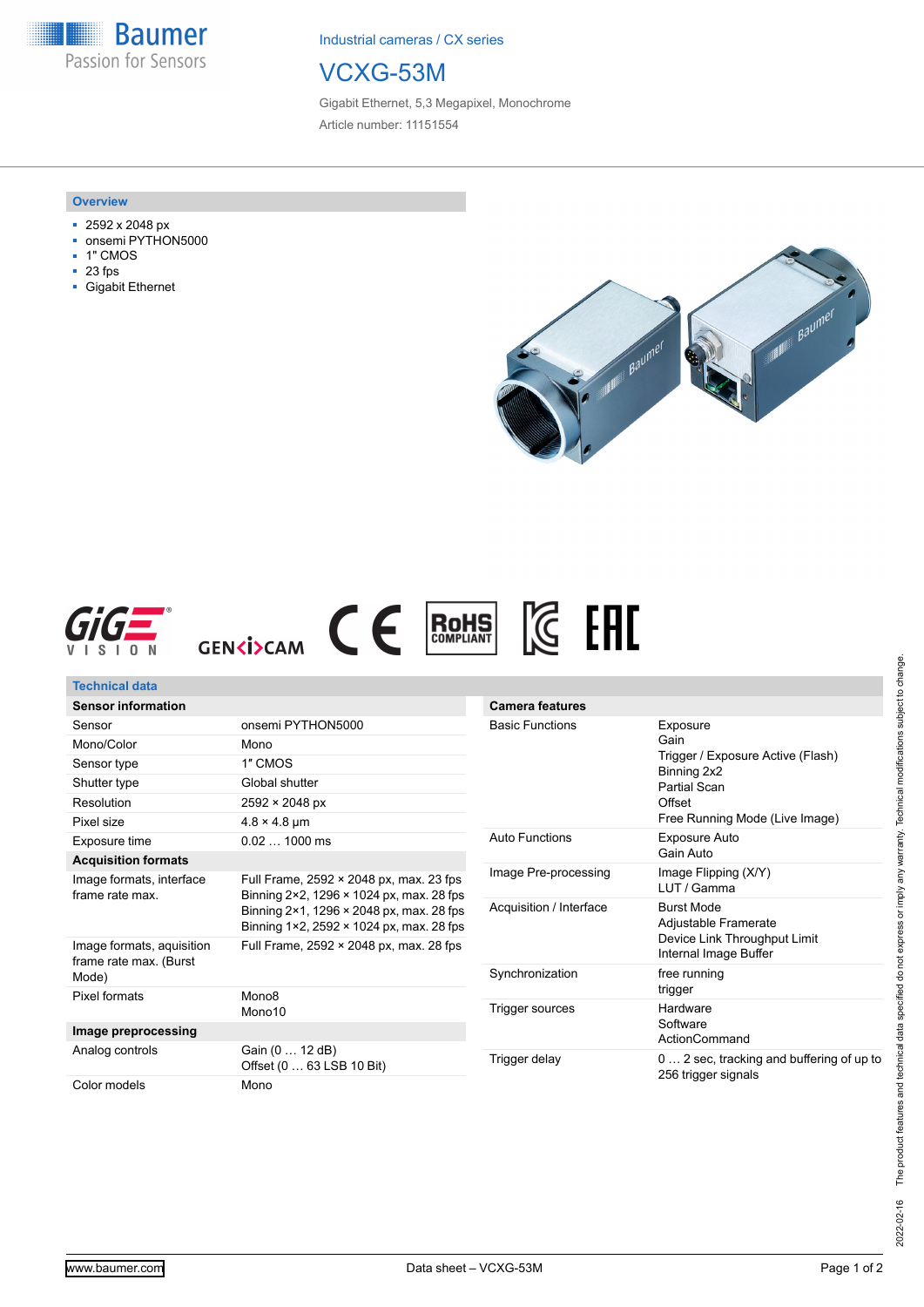Industrial cameras / CX series

# VCXG-53M

Gigabit Ethernet, 5,3 Megapixel, Monochrome

Article number: 11151554

## Overview

- 2592 x 2048 px
- onsemi PYTHON5000
- 1" CMOS
- 23 fps
- Gigabit Ethernet

## Technical data

| Sensor information | |
|---|---|
| Sensor | onsemi PYTHON5000 |
| Mono/Color | Mono |
| Sensor type | 1″ CMOS |
| Shutter type | Global shutter |
| Resolution | 2592 × 2048 px |
| Pixel size | 4.8 × 4.8 µm |
| Exposure time | 0.02 … 1000 ms |
| **Acquisition formats** | |
| Image formats, interface frame rate max. | Full Frame, 2592 × 2048 px, max. 23 fps<br>Binning 2×2, 1296 × 1024 px, max. 28 fps<br>Binning 2×1, 1296 × 2048 px, max. 28 fps<br>Binning 1×2, 2592 × 1024 px, max. 28 fps |
| Image formats, auisition frame rate max. (Burst Mode) | Full Frame, 2592 × 2048 px, max. 28 fps |
| Pixel formats | Mono8<br>Mono10 |
| **Image preprocessing** | |
| Analog controls | Gain (0 … 12 dB)<br>Offset (0 … 63 LSB 10 Bit) |
| Color models | Mono |

| Camera features | |
|---|---|
| Basic Functions | Exposure<br>Gain<br>Trigger / Exposure Active (Flash)<br>Binning 2x2<br>Partial Scan<br>Offset<br>Free Running Mode (Live Image) |
| Auto Functions | Exposure Auto<br>Gain Auto |
| Image Pre-processing | Image Flipping (X/Y)<br>LUT / Gamma |
| Acquisition / Interface | Burst Mode<br>Adjustable Framerate<br>Device Link Throughput Limit<br>Internal Image Buffer |
| Synchronization | free running<br>trigger |
| Trigger sources | Hardware<br>Software<br>ActionCommand |
| Trigger delay | 0 … 2 sec, tracking and buffering of up to 256 trigger signals |

2022-02-16 The product features and technical data specified do not express or imply any warranty. Technical modifications subject to change.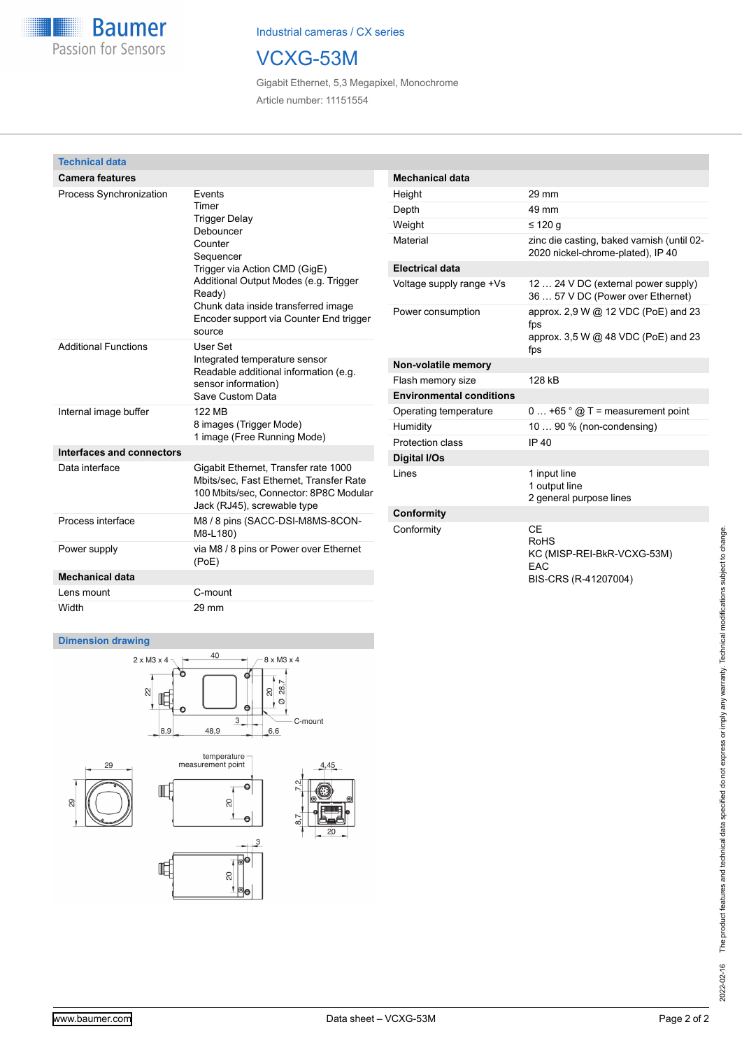# VCXG-53M

Industrial cameras / CX series

Gigabit Ethernet, 5,3 Megapixel, Monochrome

Article number: 11151554

## Technical data

| Camera features | |
|---|---|
| Process Synchronization | Events<br>Timer<br>Trigger Delay<br>Debouncer<br>Counter<br>Sequencer<br>Trigger via Action CMD (GigE)<br>Additional Output Modes (e.g. Trigger Ready)<br>Chunk data inside transferred image<br>Encoder support via Counter End trigger source |
| Additional Functions | User Set<br>Integrated temperature sensor<br>Readable additional information (e.g. sensor information)<br>Save Custom Data |
| Internal image buffer | 122 MB<br>8 images (Trigger Mode)<br>1 image (Free Running Mode) |

| Interfaces and connectors | |
|---|---|
| Data interface | Gigabit Ethernet, Transfer rate 1000 Mbits/sec, Fast Ethernet, Transfer Rate 100 Mbits/sec, Connector: 8P8C Modular Jack (RJ45), screwable type |
| Process interface | M8 / 8 pins (SACC-DSI-M8MS-8CON-M8-L180) |
| Power supply | via M8 / 8 pins or Power over Ethernet (PoE) |

| Mechanical data | |
|---|---|
| Lens mount | C-mount |
| Width | 29 mm |
| Height | 29 mm |
| Depth | 49 mm |
| Weight | ≤ 120 g |
| Material | zinc die casting, baked varnish (until 02-2020 nickel-chrome-plated), IP 40 |

| Electrical data | |
|---|---|
| Voltage supply range +Vs | 12 … 24 V DC (external power supply)<br>36 … 57 V DC (Power over Ethernet) |
| Power consumption | approx. 2,9 W @ 12 VDC (PoE) and 23 fps<br>approx. 3,5 W @ 48 VDC (PoE) and 23 fps |

| Non-volatile memory | |
|---|---|
| Flash memory size | 128 kB |

| Environmental conditions | |
|---|---|
| Operating temperature | 0 … +65 ° @ T = measurement point |
| Humidity | 10 … 90 % (non-condensing) |
| Protection class | IP 40 |

| Digital I/Os | |
|---|---|
| Lines | 1 input line<br>1 output line<br>2 general purpose lines |

| Conformity | |
|---|---|
| Conformity | CE<br>RoHS<br>KC (MISP-REI-BkR-VCXG-53M)<br>EAC<br>BIS-CRS (R-41207004) |

## Dimension drawing

2 x M3 x 4
40
8 x M3 x 4
22
20
Ø 28,7
3
C-mount
8,9
48,9
6,6
29
29
temperature measurement point
20
4,45
7,2
8,7
20
3
20

The product features and technical data specified do not express or imply any warranty. Technical modifications subject to change.

2022-02-16

www.baumer.com

Data sheet – VCXG-53M